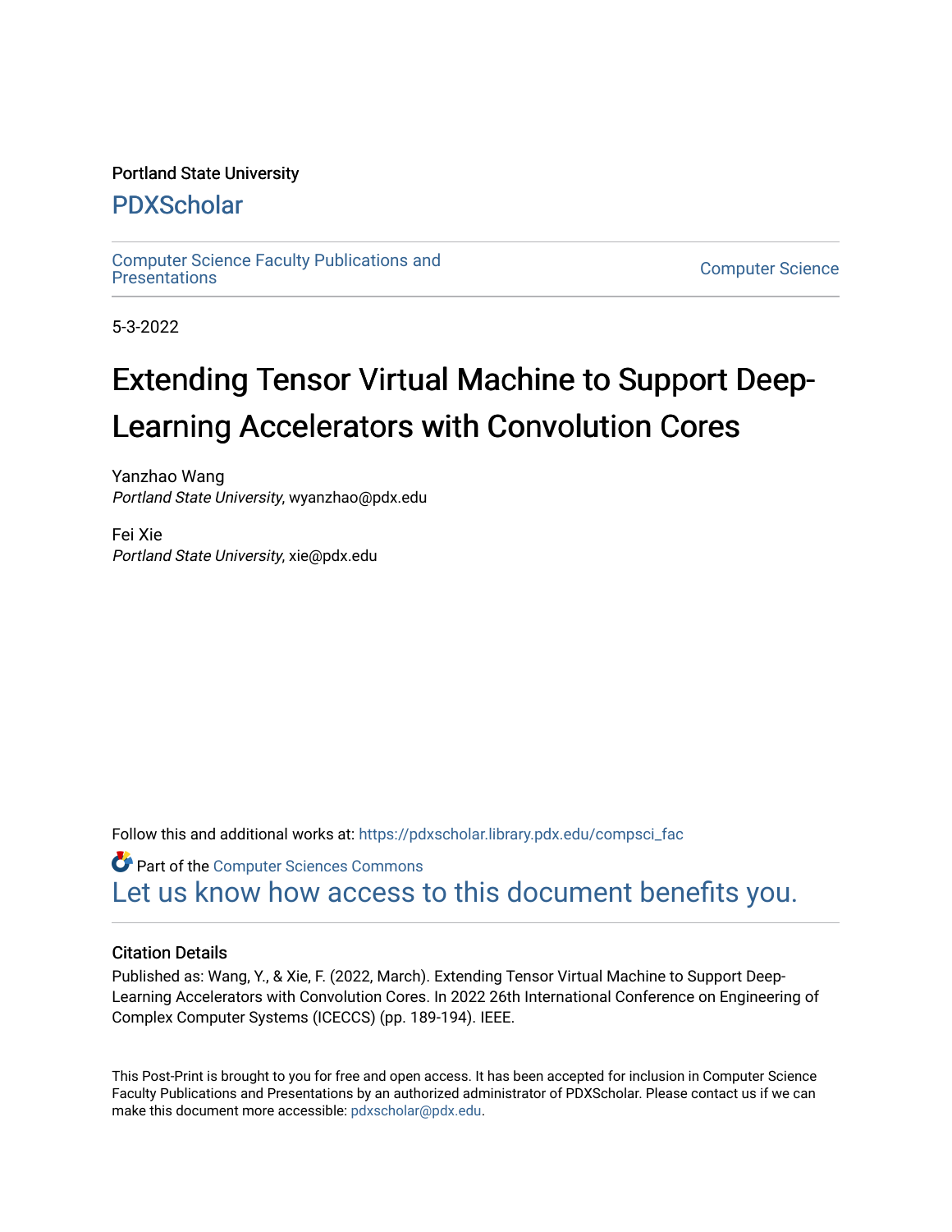Portland State University

# PDXScholar

Computer Science Faculty Publications and Presentations

Computer Science

5-3-2022

# Extending Tensor Virtual Machine to Support Deep-Learning Accelerators with Convolution Cores

Yanzhao Wang
*Portland State University*, wyanzhao@pdx.edu

Fei Xie
*Portland State University*, xie@pdx.edu

Follow this and additional works at: https://pdxscholar.library.pdx.edu/compsci_fac

Part of the Computer Sciences Commons

Let us know how access to this document benefits you.

## Citation Details

Published as: Wang, Y., & Xie, F. (2022, March). Extending Tensor Virtual Machine to Support Deep-Learning Accelerators with Convolution Cores. In 2022 26th International Conference on Engineering of Complex Computer Systems (ICECCS) (pp. 189-194). IEEE.

This Post-Print is brought to you for free and open access. It has been accepted for inclusion in Computer Science Faculty Publications and Presentations by an authorized administrator of PDXScholar. Please contact us if we can make this document more accessible: pdxscholar@pdx.edu.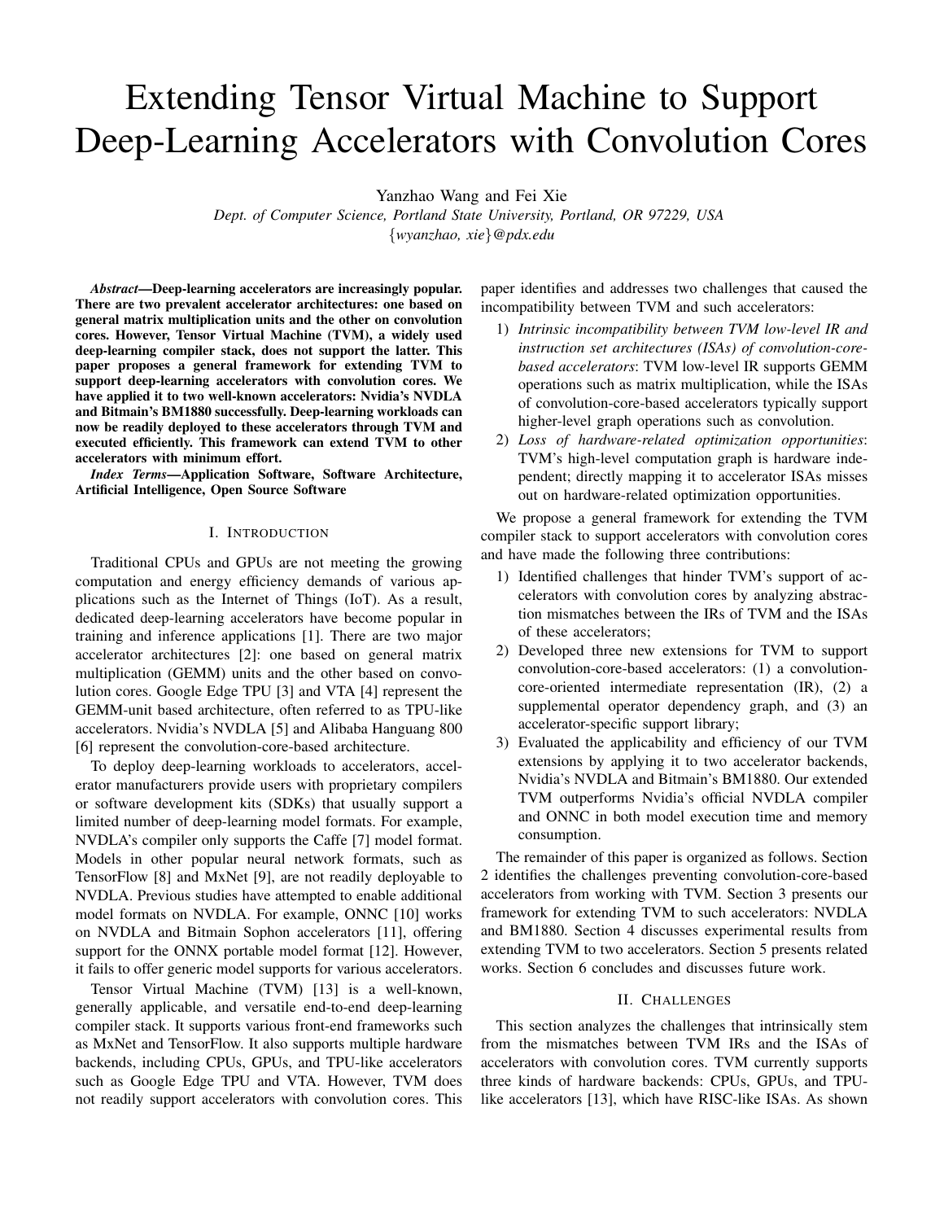# Extending Tensor Virtual Machine to Support Deep-Learning Accelerators with Convolution Cores

Yanzhao Wang and Fei Xie

*Dept. of Computer Science, Portland State University, Portland, OR 97229, USA*

*{wyanzhao, xie}@pdx.edu*

***Abstract*—Deep-learning accelerators are increasingly popular. There are two prevalent accelerator architectures: one based on general matrix multiplication units and the other on convolution cores. However, Tensor Virtual Machine (TVM), a widely used deep-learning compiler stack, does not support the latter. This paper proposes a general framework for extending TVM to support deep-learning accelerators with convolution cores. We have applied it to two well-known accelerators: Nvidia's NVDLA and Bitmain's BM1880 successfully. Deep-learning workloads can now be readily deployed to these accelerators through TVM and executed efficiently. This framework can extend TVM to other accelerators with minimum effort.**

***Index Terms*—Application Software, Software Architecture, Artificial Intelligence, Open Source Software**

## I. Introduction

Traditional CPUs and GPUs are not meeting the growing computation and energy efficiency demands of various applications such as the Internet of Things (IoT). As a result, dedicated deep-learning accelerators have become popular in training and inference applications [1]. There are two major accelerator architectures [2]: one based on general matrix multiplication (GEMM) units and the other based on convolution cores. Google Edge TPU [3] and VTA [4] represent the GEMM-unit based architecture, often referred to as TPU-like accelerators. Nvidia's NVDLA [5] and Alibaba Hanguang 800 [6] represent the convolution-core-based architecture.

To deploy deep-learning workloads to accelerators, accelerator manufacturers provide users with proprietary compilers or software development kits (SDKs) that usually support a limited number of deep-learning model formats. For example, NVDLA's compiler only supports the Caffe [7] model format. Models in other popular neural network formats, such as TensorFlow [8] and MxNet [9], are not readily deployable to NVDLA. Previous studies have attempted to enable additional model formats on NVDLA. For example, ONNC [10] works on NVDLA and Bitmain Sophon accelerators [11], offering support for the ONNX portable model format [12]. However, it fails to offer generic model supports for various accelerators.

Tensor Virtual Machine (TVM) [13] is a well-known, generally applicable, and versatile end-to-end deep-learning compiler stack. It supports various front-end frameworks such as MxNet and TensorFlow. It also supports multiple hardware backends, including CPUs, GPUs, and TPU-like accelerators such as Google Edge TPU and VTA. However, TVM does not readily support accelerators with convolution cores. This paper identifies and addresses two challenges that caused the incompatibility between TVM and such accelerators:

1) *Intrinsic incompatibility between TVM low-level IR and instruction set architectures (ISAs) of convolution-core-based accelerators*: TVM low-level IR supports GEMM operations such as matrix multiplication, while the ISAs of convolution-core-based accelerators typically support higher-level graph operations such as convolution.
2) *Loss of hardware-related optimization opportunities*: TVM's high-level computation graph is hardware independent; directly mapping it to accelerator ISAs misses out on hardware-related optimization opportunities.

We propose a general framework for extending the TVM compiler stack to support accelerators with convolution cores and have made the following three contributions:

1) Identified challenges that hinder TVM's support of accelerators with convolution cores by analyzing abstraction mismatches between the IRs of TVM and the ISAs of these accelerators;
2) Developed three new extensions for TVM to support convolution-core-based accelerators: (1) a convolution-core-oriented intermediate representation (IR), (2) a supplemental operator dependency graph, and (3) an accelerator-specific support library;
3) Evaluated the applicability and efficiency of our TVM extensions by applying it to two accelerator backends, Nvidia's NVDLA and Bitmain's BM1880. Our extended TVM outperforms Nvidia's official NVDLA compiler and ONNC in both model execution time and memory consumption.

The remainder of this paper is organized as follows. Section 2 identifies the challenges preventing convolution-core-based accelerators from working with TVM. Section 3 presents our framework for extending TVM to such accelerators: NVDLA and BM1880. Section 4 discusses experimental results from extending TVM to two accelerators. Section 5 presents related works. Section 6 concludes and discusses future work.

## II. Challenges

This section analyzes the challenges that intrinsically stem from the mismatches between TVM IRs and the ISAs of accelerators with convolution cores. TVM currently supports three kinds of hardware backends: CPUs, GPUs, and TPU-like accelerators [13], which have RISC-like ISAs. As shown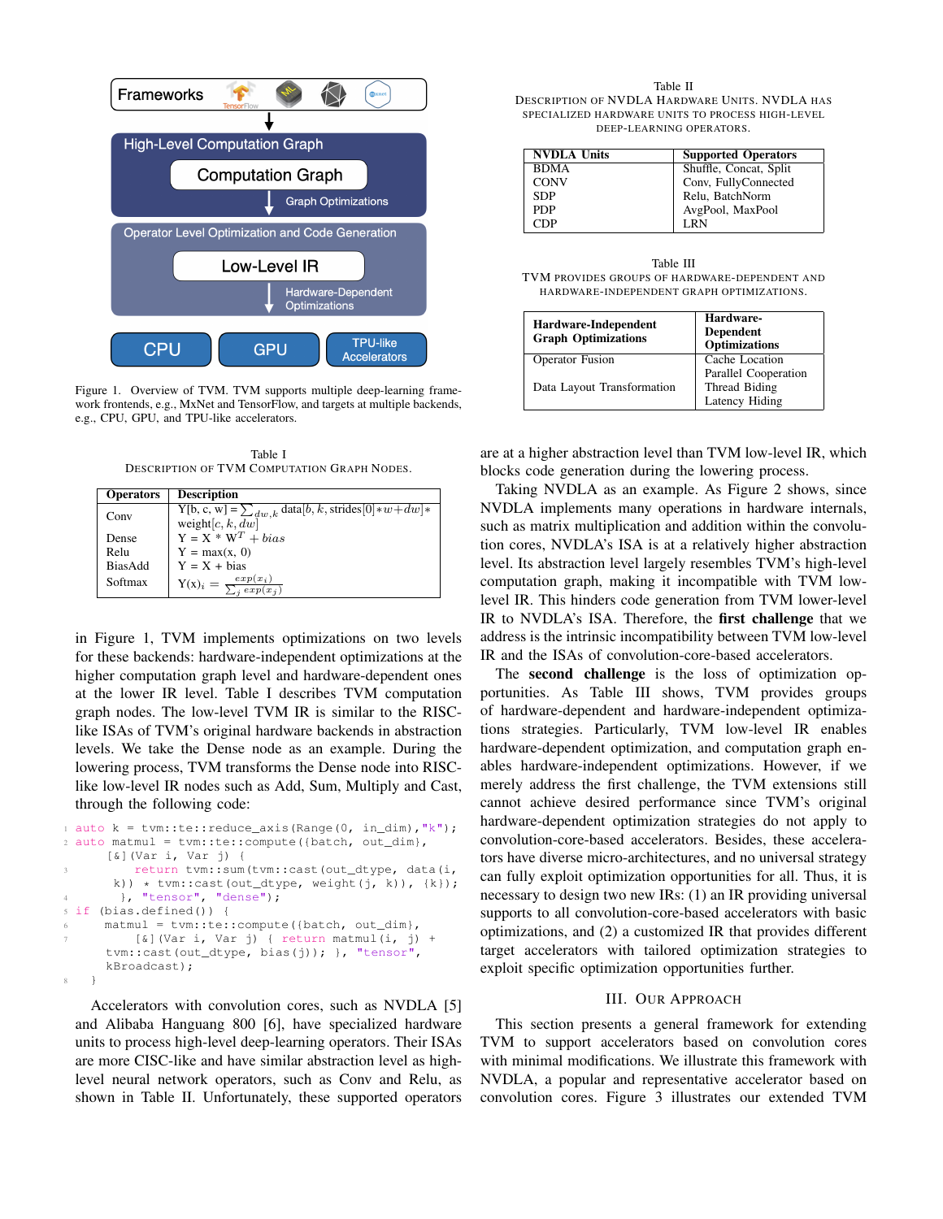Figure 1. Overview of TVM. TVM supports multiple deep-learning framework frontends, e.g., MxNet and TensorFlow, and targets at multiple backends, e.g., CPU, GPU, and TPU-like accelerators.

Table I
DESCRIPTION OF TVM COMPUTATION GRAPH NODES.

| Operators | Description |
|---|---|
| Conv | Y[b, c, w] = $\sum_{dw,k}$ data[$b$, $k$, strides[0]$*w+dw$]$*$ weight[$c$, $k$, $dw$] |
| Dense | Y = X * $W^T + bias$ |
| Relu | Y = max(x, 0) |
| BiasAdd | Y = X + bias |
| Softmax | Y(x)$_i$ = $\frac{exp(x_i)}{\sum_j exp(x_j)}$ |

in Figure 1, TVM implements optimizations on two levels for these backends: hardware-independent optimizations at the higher computation graph level and hardware-dependent ones at the lower IR level. Table I describes TVM computation graph nodes. The low-level TVM IR is similar to the RISC-like ISAs of TVM's original hardware backends in abstraction levels. We take the Dense node as an example. During the lowering process, TVM transforms the Dense node into RISC-like low-level IR nodes such as Add, Sum, Multiply and Cast, through the following code:

```
1 auto k = tvm::te::reduce_axis(Range(0, in_dim),"k");
2 auto matmul = tvm::te::compute({batch, out_dim},
    [&](Var i, Var j) {
3       return tvm::sum(tvm::cast(out_dtype, data(i,
      k)) * tvm::cast(out_dtype, weight(j, k)), {k});
4     }, "tensor", "dense");
5 if (bias.defined()) {
6     matmul = tvm::te::compute({batch, out_dim},
7       [&](Var i, Var j) { return matmul(i, j) +
      tvm::cast(out_dtype, bias(j)); }, "tensor",
      kBroadcast);
8   }
```

Accelerators with convolution cores, such as NVDLA [5] and Alibaba Hanguang 800 [6], have specialized hardware units to process high-level deep-learning operators. Their ISAs are more CISC-like and have similar abstraction level as high-level neural network operators, such as Conv and Relu, as shown in Table II. Unfortunately, these supported operators

Table II
DESCRIPTION OF NVDLA HARDWARE UNITS. NVDLA HAS SPECIALIZED HARDWARE UNITS TO PROCESS HIGH-LEVEL DEEP-LEARNING OPERATORS.

| NVDLA Units | Supported Operators |
|---|---|
| BDMA | Shuffle, Concat, Split |
| CONV | Conv, FullyConnected |
| SDP | Relu, BatchNorm |
| PDP | AvgPool, MaxPool |
| CDP | LRN |

Table III
TVM PROVIDES GROUPS OF HARDWARE-DEPENDENT AND HARDWARE-INDEPENDENT GRAPH OPTIMIZATIONS.

| Hardware-Independent Graph Optimizations | Hardware-Dependent Optimizations |
|---|---|
| Operator Fusion | Cache Location |
| | Parallel Cooperation |
| Data Layout Transformation | Thread Biding |
| | Latency Hiding |

are at a higher abstraction level than TVM low-level IR, which blocks code generation during the lowering process.

Taking NVDLA as an example. As Figure 2 shows, since NVDLA implements many operations in hardware internals, such as matrix multiplication and addition within the convolution cores, NVDLA's ISA is at a relatively higher abstraction level. Its abstraction level largely resembles TVM's high-level computation graph, making it incompatible with TVM low-level IR. This hinders code generation from TVM lower-level IR to NVDLA's ISA. Therefore, the **first challenge** that we address is the intrinsic incompatibility between TVM low-level IR and the ISAs of convolution-core-based accelerators.

The **second challenge** is the loss of optimization opportunities. As Table III shows, TVM provides groups of hardware-dependent and hardware-independent optimizations strategies. Particularly, TVM low-level IR enables hardware-dependent optimization, and computation graph enables hardware-independent optimizations. However, if we merely address the first challenge, the TVM extensions still cannot achieve desired performance since TVM's original hardware-dependent optimization strategies do not apply to convolution-core-based accelerators. Besides, these accelerators have diverse micro-architectures, and no universal strategy can fully exploit optimization opportunities for all. Thus, it is necessary to design two new IRs: (1) an IR providing universal supports to all convolution-core-based accelerators with basic optimizations, and (2) a customized IR that provides different target accelerators with tailored optimization strategies to exploit specific optimization opportunities further.

## III. OUR APPROACH

This section presents a general framework for extending TVM to support accelerators based on convolution cores with minimal modifications. We illustrate this framework with NVDLA, a popular and representative accelerator based on convolution cores. Figure 3 illustrates our extended TVM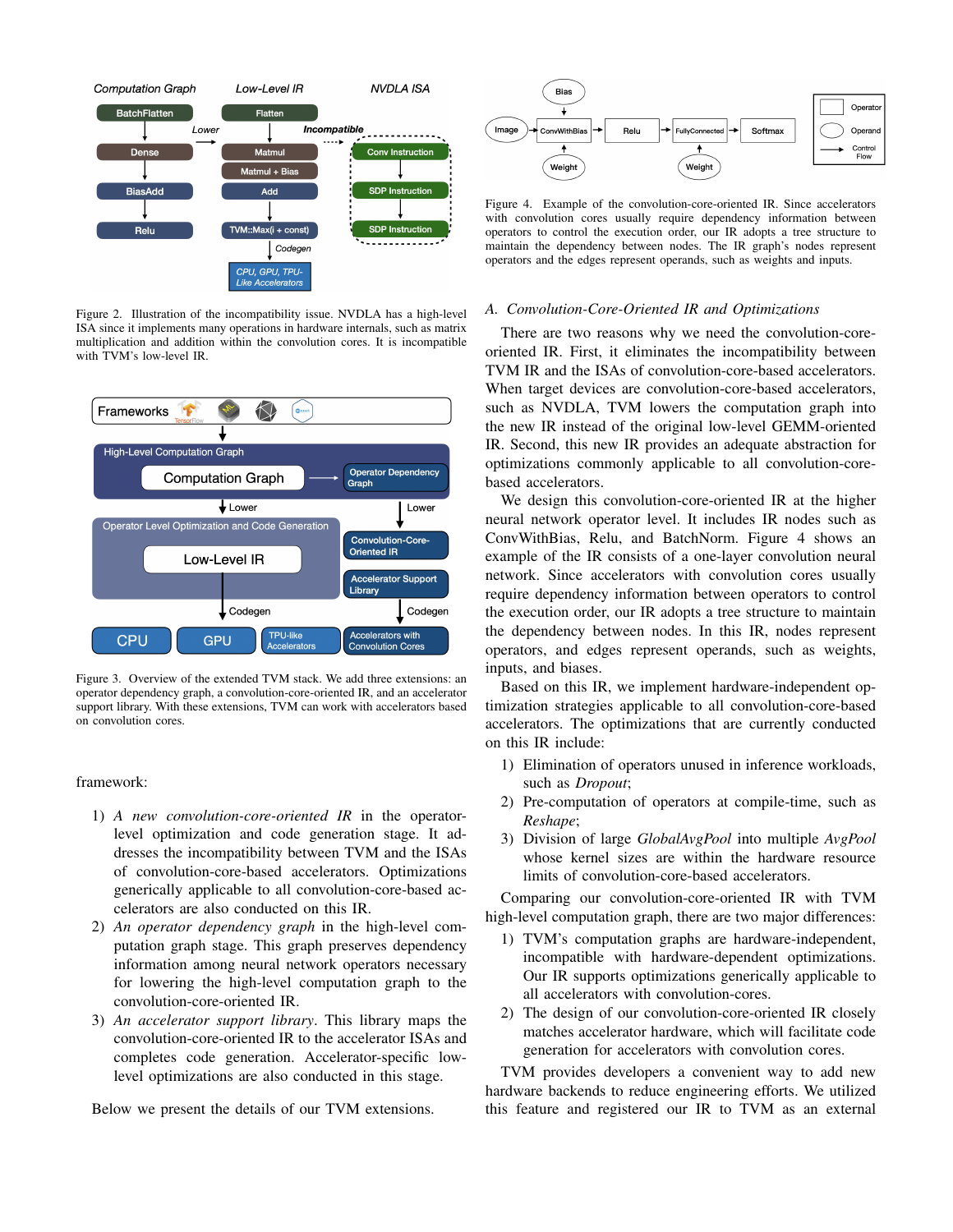Figure 2. Illustration of the incompatibility issue. NVDLA has a high-level ISA since it implements many operations in hardware internals, such as matrix multiplication and addition within the convolution cores. It is incompatible with TVM's low-level IR.

Figure 3. Overview of the extended TVM stack. We add three extensions: an operator dependency graph, a convolution-core-oriented IR, and an accelerator support library. With these extensions, TVM can work with accelerators based on convolution cores.

framework:

1) *A new convolution-core-oriented IR* in the operator-level optimization and code generation stage. It addresses the incompatibility between TVM and the ISAs of convolution-core-based accelerators. Optimizations generically applicable to all convolution-core-based accelerators are also conducted on this IR.
2) *An operator dependency graph* in the high-level computation graph stage. This graph preserves dependency information among neural network operators necessary for lowering the high-level computation graph to the convolution-core-oriented IR.
3) *An accelerator support library*. This library maps the convolution-core-oriented IR to the accelerator ISAs and completes code generation. Accelerator-specific low-level optimizations are also conducted in this stage.

Below we present the details of our TVM extensions.

Figure 4. Example of the convolution-core-oriented IR. Since accelerators with convolution cores usually require dependency information between operators to control the execution order, our IR adopts a tree structure to maintain the dependency between nodes. The IR graph's nodes represent operators and the edges represent operands, such as weights and inputs.

### A. Convolution-Core-Oriented IR and Optimizations

There are two reasons why we need the convolution-core-oriented IR. First, it eliminates the incompatibility between TVM IR and the ISAs of convolution-core-based accelerators. When target devices are convolution-core-based accelerators, such as NVDLA, TVM lowers the computation graph into the new IR instead of the original low-level GEMM-oriented IR. Second, this new IR provides an adequate abstraction for optimizations commonly applicable to all convolution-core-based accelerators.

We design this convolution-core-oriented IR at the higher neural network operator level. It includes IR nodes such as ConvWithBias, Relu, and BatchNorm. Figure 4 shows an example of the IR consists of a one-layer convolution neural network. Since accelerators with convolution cores usually require dependency information between operators to control the execution order, our IR adopts a tree structure to maintain the dependency between nodes. In this IR, nodes represent operators, and edges represent operands, such as weights, inputs, and biases.

Based on this IR, we implement hardware-independent optimization strategies applicable to all convolution-core-based accelerators. The optimizations that are currently conducted on this IR include:

1) Elimination of operators unused in inference workloads, such as *Dropout*;
2) Pre-computation of operators at compile-time, such as *Reshape*;
3) Division of large *GlobalAvgPool* into multiple *AvgPool* whose kernel sizes are within the hardware resource limits of convolution-core-based accelerators.

Comparing our convolution-core-oriented IR with TVM high-level computation graph, there are two major differences:

1) TVM's computation graphs are hardware-independent, incompatible with hardware-dependent optimizations. Our IR supports optimizations generically applicable to all accelerators with convolution-cores.
2) The design of our convolution-core-oriented IR closely matches accelerator hardware, which will facilitate code generation for accelerators with convolution cores.

TVM provides developers a convenient way to add new hardware backends to reduce engineering efforts. We utilized this feature and registered our IR to TVM as an external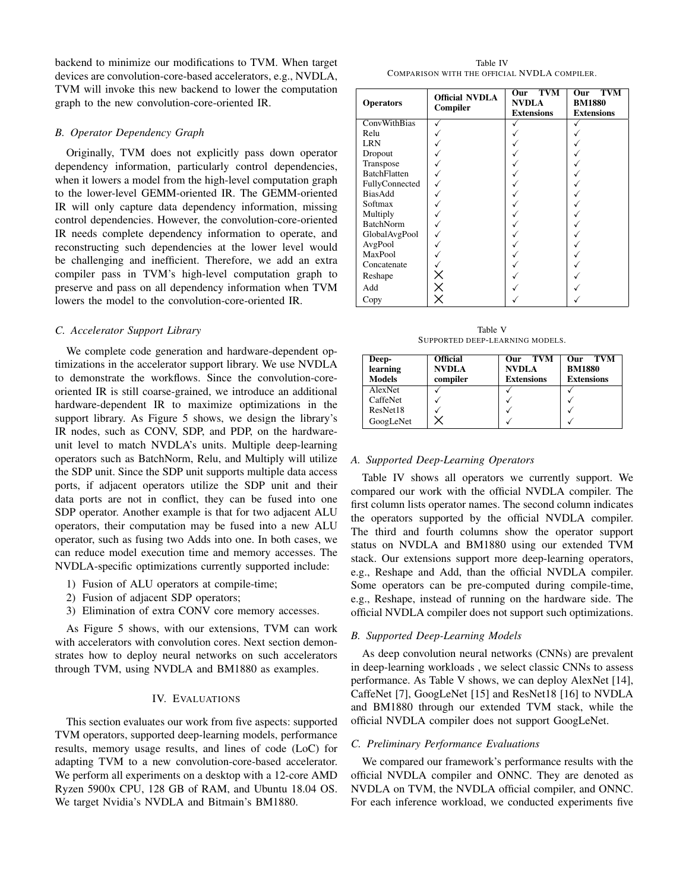backend to minimize our modifications to TVM. When target devices are convolution-core-based accelerators, e.g., NVDLA, TVM will invoke this new backend to lower the computation graph to the new convolution-core-oriented IR.

### B. Operator Dependency Graph

Originally, TVM does not explicitly pass down operator dependency information, particularly control dependencies, when it lowers a model from the high-level computation graph to the lower-level GEMM-oriented IR. The GEMM-oriented IR will only capture data dependency information, missing control dependencies. However, the convolution-core-oriented IR needs complete dependency information to operate, and reconstructing such dependencies at the lower level would be challenging and inefficient. Therefore, we add an extra compiler pass in TVM's high-level computation graph to preserve and pass on all dependency information when TVM lowers the model to the convolution-core-oriented IR.

### C. Accelerator Support Library

We complete code generation and hardware-dependent optimizations in the accelerator support library. We use NVDLA to demonstrate the workflows. Since the convolution-core-oriented IR is still coarse-grained, we introduce an additional hardware-dependent IR to maximize optimizations in the support library. As Figure 5 shows, we design the library's IR nodes, such as CONV, SDP, and PDP, on the hardware-unit level to match NVDLA's units. Multiple deep-learning operators such as BatchNorm, Relu, and Multiply will utilize the SDP unit. Since the SDP unit supports multiple data access ports, if adjacent operators utilize the SDP unit and their data ports are not in conflict, they can be fused into one SDP operator. Another example is that for two adjacent ALU operators, their computation may be fused into a new ALU operator, such as fusing two Adds into one. In both cases, we can reduce model execution time and memory accesses. The NVDLA-specific optimizations currently supported include:

1) Fusion of ALU operators at compile-time;
2) Fusion of adjacent SDP operators;
3) Elimination of extra CONV core memory accesses.

As Figure 5 shows, with our extensions, TVM can work with accelerators with convolution cores. Next section demonstrates how to deploy neural networks on such accelerators through TVM, using NVDLA and BM1880 as examples.

## IV. Evaluations

This section evaluates our work from five aspects: supported TVM operators, supported deep-learning models, performance results, memory usage results, and lines of code (LoC) for adapting TVM to a new convolution-core-based accelerator. We perform all experiments on a desktop with a 12-core AMD Ryzen 5900x CPU, 128 GB of RAM, and Ubuntu 18.04 OS. We target Nvidia's NVDLA and Bitmain's BM1880.

Table IV
Comparison with the official NVDLA compiler.

| Operators | Official NVDLA Compiler | Our TVM NVDLA Extensions | Our TVM BM1880 Extensions |
|---|---|---|---|
| ConvWithBias | ✓ | ✓ | ✓ |
| Relu | ✓ | ✓ | ✓ |
| LRN | ✓ | ✓ | ✓ |
| Dropout | ✓ | ✓ | ✓ |
| Transpose | ✓ | ✓ | ✓ |
| BatchFlatten | ✓ | ✓ | ✓ |
| FullyConnected | ✓ | ✓ | ✓ |
| BiasAdd | ✓ | ✓ | ✓ |
| Softmax | ✓ | ✓ | ✓ |
| Multiply | ✓ | ✓ | ✓ |
| BatchNorm | ✓ | ✓ | ✓ |
| GlobalAvgPool | ✓ | ✓ | ✓ |
| AvgPool | ✓ | ✓ | ✓ |
| MaxPool | ✓ | ✓ | ✓ |
| Concatenate | ✓ | ✓ | ✓ |
| Reshape | ✗ | ✓ | ✓ |
| Add | ✗ | ✓ | ✓ |
| Copy | ✗ | ✓ | ✓ |

Table V
Supported deep-learning models.

| Deep-learning Models | Official NVDLA compiler | Our TVM NVDLA Extensions | Our TVM BM1880 Extensions |
|---|---|---|---|
| AlexNet | ✓ | ✓ | ✓ |
| CaffeNet | ✓ | ✓ | ✓ |
| ResNet18 | ✓ | ✓ | ✓ |
| GoogLeNet | ✗ | ✓ | ✓ |

### A. Supported Deep-Learning Operators

Table IV shows all operators we currently support. We compared our work with the official NVDLA compiler. The first column lists operator names. The second column indicates the operators supported by the official NVDLA compiler. The third and fourth columns show the operator support status on NVDLA and BM1880 using our extended TVM stack. Our extensions support more deep-learning operators, e.g., Reshape and Add, than the official NVDLA compiler. Some operators can be pre-computed during compile-time, e.g., Reshape, instead of running on the hardware side. The official NVDLA compiler does not support such optimizations.

### B. Supported Deep-Learning Models

As deep convolution neural networks (CNNs) are prevalent in deep-learning workloads , we select classic CNNs to assess performance. As Table V shows, we can deploy AlexNet [14], CaffeNet [7], GoogLeNet [15] and ResNet18 [16] to NVDLA and BM1880 through our extended TVM stack, while the official NVDLA compiler does not support GoogLeNet.

### C. Preliminary Performance Evaluations

We compared our framework's performance results with the official NVDLA compiler and ONNC. They are denoted as NVDLA on TVM, the NVDLA official compiler, and ONNC. For each inference workload, we conducted experiments five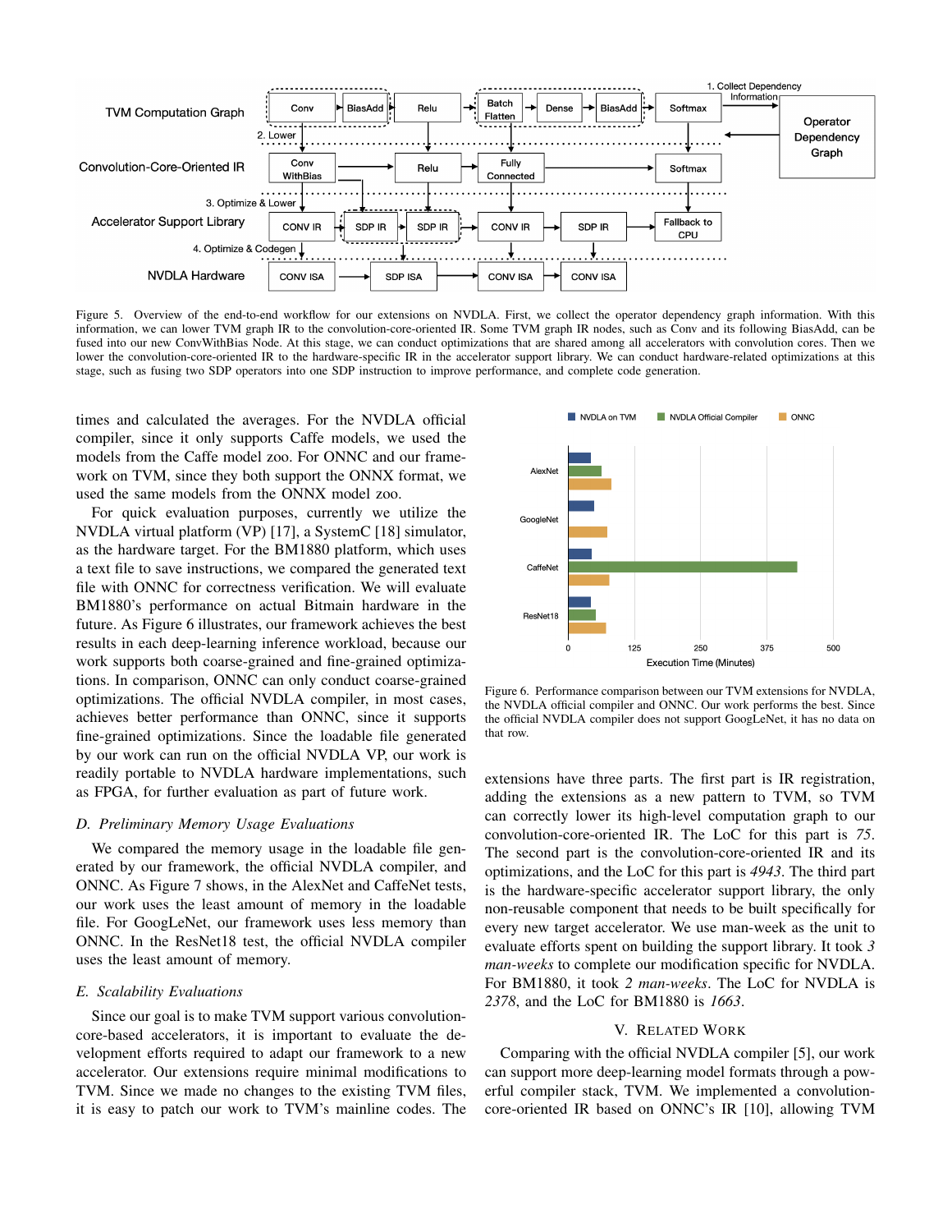Figure 5. Overview of the end-to-end workflow for our extensions on NVDLA. First, we collect the operator dependency graph information. With this information, we can lower TVM graph IR to the convolution-core-oriented IR. Some TVM graph IR nodes, such as Conv and its following BiasAdd, can be fused into our new ConvWithBias Node. At this stage, we can conduct optimizations that are shared among all accelerators with convolution cores. Then we lower the convolution-core-oriented IR to the hardware-specific IR in the accelerator support library. We can conduct hardware-related optimizations at this stage, such as fusing two SDP operators into one SDP instruction to improve performance, and complete code generation.

times and calculated the averages. For the NVDLA official compiler, since it only supports Caffe models, we used the models from the Caffe model zoo. For ONNC and our framework on TVM, since they both support the ONNX format, we used the same models from the ONNX model zoo.

For quick evaluation purposes, currently we utilize the NVDLA virtual platform (VP) [17], a SystemC [18] simulator, as the hardware target. For the BM1880 platform, which uses a text file to save instructions, we compared the generated text file with ONNC for correctness verification. We will evaluate BM1880's performance on actual Bitmain hardware in the future. As Figure 6 illustrates, our framework achieves the best results in each deep-learning inference workload, because our work supports both coarse-grained and fine-grained optimizations. In comparison, ONNC can only conduct coarse-grained optimizations. The official NVDLA compiler, in most cases, achieves better performance than ONNC, since it supports fine-grained optimizations. Since the loadable file generated by our work can run on the official NVDLA VP, our work is readily portable to NVDLA hardware implementations, such as FPGA, for further evaluation as part of future work.

### D. Preliminary Memory Usage Evaluations

We compared the memory usage in the loadable file generated by our framework, the official NVDLA compiler, and ONNC. As Figure 7 shows, in the AlexNet and CaffeNet tests, our work uses the least amount of memory in the loadable file. For GoogLeNet, our framework uses less memory than ONNC. In the ResNet18 test, the official NVDLA compiler uses the least amount of memory.

### E. Scalability Evaluations

Since our goal is to make TVM support various convolution-core-based accelerators, it is important to evaluate the development efforts required to adapt our framework to a new accelerator. Our extensions require minimal modifications to TVM. Since we made no changes to the existing TVM files, it is easy to patch our work to TVM's mainline codes. The

Figure 6. Performance comparison between our TVM extensions for NVDLA, the NVDLA official compiler and ONNC. Our work performs the best. Since the official NVDLA compiler does not support GoogLeNet, it has no data on that row.

extensions have three parts. The first part is IR registration, adding the extensions as a new pattern to TVM, so TVM can correctly lower its high-level computation graph to our convolution-core-oriented IR. The LoC for this part is *75*. The second part is the convolution-core-oriented IR and its optimizations, and the LoC for this part is *4943*. The third part is the hardware-specific accelerator support library, the only non-reusable component that needs to be built specifically for every new target accelerator. We use man-week as the unit to evaluate efforts spent on building the support library. It took *3 man-weeks* to complete our modification specific for NVDLA. For BM1880, it took *2 man-weeks*. The LoC for NVDLA is *2378*, and the LoC for BM1880 is *1663*.

## V. Related Work

Comparing with the official NVDLA compiler [5], our work can support more deep-learning model formats through a powerful compiler stack, TVM. We implemented a convolution-core-oriented IR based on ONNC's IR [10], allowing TVM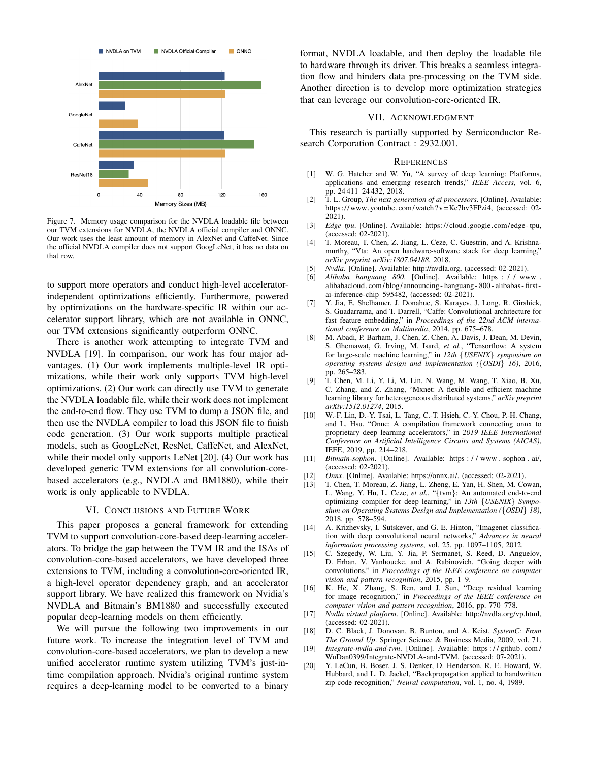NVDLA on TVM
NVDLA Official Compiler
ONNC

AlexNet
GoogleNet
CaffeNet
ResNet18

0
40
80
120
160
Memory Sizes (MB)

Figure 7. Memory usage comparison for the NVDLA loadable file between our TVM extensions for NVDLA, the NVDLA official compiler and ONNC. Our work uses the least amount of memory in AlexNet and CaffeNet. Since the official NVDLA compiler does not support GoogLeNet, it has no data on that row.

to support more operators and conduct high-level accelerator-independent optimizations efficiently. Furthermore, powered by optimizations on the hardware-specific IR within our accelerator support library, which are not available in ONNC, our TVM extensions significantly outperform ONNC.

There is another work attempting to integrate TVM and NVDLA [19]. In comparison, our work has four major advantages. (1) Our work implements multiple-level IR optimizations, while their work only supports TVM high-level optimizations. (2) Our work can directly use TVM to generate the NVDLA loadable file, while their work does not implement the end-to-end flow. They use TVM to dump a JSON file, and then use the NVDLA compiler to load this JSON file to finish code generation. (3) Our work supports multiple practical models, such as GoogLeNet, ResNet, CaffeNet, and AlexNet, while their model only supports LeNet [20]. (4) Our work has developed generic TVM extensions for all convolution-core-based accelerators (e.g., NVDLA and BM1880), while their work is only applicable to NVDLA.

## VI. Conclusions and Future Work

This paper proposes a general framework for extending TVM to support convolution-core-based deep-learning accelerators. To bridge the gap between the TVM IR and the ISAs of convolution-core-based accelerators, we have developed three extensions to TVM, including a convolution-core-oriented IR, a high-level operator dependency graph, and an accelerator support library. We have realized this framework on Nvidia's NVDLA and Bitmain's BM1880 and successfully executed popular deep-learning models on them efficiently.

We will pursue the following two improvements in our future work. To increase the integration level of TVM and convolution-core-based accelerators, we plan to develop a new unified accelerator runtime system utilizing TVM's just-in-time compilation approach. Nvidia's original runtime system requires a deep-learning model to be converted to a binary format, NVDLA loadable, and then deploy the loadable file to hardware through its driver. This breaks a seamless integration flow and hinders data pre-processing on the TVM side. Another direction is to develop more optimization strategies that can leverage our convolution-core-oriented IR.

## VII. Acknowledgment

This research is partially supported by Semiconductor Research Corporation Contract : 2932.001.

## References

[1] W. G. Hatcher and W. Yu, "A survey of deep learning: Platforms, applications and emerging research trends," *IEEE Access*, vol. 6, pp. 24 411–24 432, 2018.

[2] T. L. Group, *The next generation of ai processors*. [Online]. Available: https://www.youtube.com/watch?v=Ke7hv3FPzi4, (accessed: 02-2021).

[3] *Edge tpu*. [Online]. Available: https://cloud.google.com/edge-tpu, (accessed: 02-2021).

[4] T. Moreau, T. Chen, Z. Jiang, L. Ceze, C. Guestrin, and A. Krishnamurthy, "Vta: An open hardware-software stack for deep learning," *arXiv preprint arXiv:1807.04188*, 2018.

[5] *Nvdla*. [Online]. Available: http://nvdla.org, (accessed: 02-2021).

[6] *Alibaba hanguang 800*. [Online]. Available: https://www.alibabacloud.com/blog/announcing-hanguang-800-alibabas-first-ai-inference-chip_595482, (accessed: 02-2021).

[7] Y. Jia, E. Shelhamer, J. Donahue, S. Karayev, J. Long, R. Girshick, S. Guadarrama, and T. Darrell, "Caffe: Convolutional architecture for fast feature embedding," in *Proceedings of the 22nd ACM international conference on Multimedia*, 2014, pp. 675–678.

[8] M. Abadi, P. Barham, J. Chen, Z. Chen, A. Davis, J. Dean, M. Devin, S. Ghemawat, G. Irving, M. Isard, *et al.*, "Tensorflow: A system for large-scale machine learning," in *12th {USENIX} symposium on operating systems design and implementation ({OSDI} 16)*, 2016, pp. 265–283.

[9] T. Chen, M. Li, Y. Li, M. Lin, N. Wang, M. Wang, T. Xiao, B. Xu, C. Zhang, and Z. Zhang, "Mxnet: A flexible and efficient machine learning library for heterogeneous distributed systems," *arXiv preprint arXiv:1512.01274*, 2015.

[10] W.-F. Lin, D.-Y. Tsai, L. Tang, C.-T. Hsieh, C.-Y. Chou, P.-H. Chang, and L. Hsu, "Onnc: A compilation framework connecting onnx to proprietary deep learning accelerators," in *2019 IEEE International Conference on Artificial Intelligence Circuits and Systems (AICAS)*, IEEE, 2019, pp. 214–218.

[11] *Bitmain-sophon*. [Online]. Available: https://www.sophon.ai/, (accessed: 02-2021).

[12] *Onnx*. [Online]. Available: https://onnx.ai/, (accessed: 02-2021).

[13] T. Chen, T. Moreau, Z. Jiang, L. Zheng, E. Yan, H. Shen, M. Cowan, L. Wang, Y. Hu, L. Ceze, *et al.*, "{tvm}: An automated end-to-end optimizing compiler for deep learning," in *13th {USENIX} Symposium on Operating Systems Design and Implementation ({OSDI} 18)*, 2018, pp. 578–594.

[14] A. Krizhevsky, I. Sutskever, and G. E. Hinton, "Imagenet classification with deep convolutional neural networks," *Advances in neural information processing systems*, vol. 25, pp. 1097–1105, 2012.

[15] C. Szegedy, W. Liu, Y. Jia, P. Sermanet, S. Reed, D. Anguelov, D. Erhan, V. Vanhoucke, and A. Rabinovich, "Going deeper with convolutions," in *Proceedings of the IEEE conference on computer vision and pattern recognition*, 2015, pp. 1–9.

[16] K. He, X. Zhang, S. Ren, and J. Sun, "Deep residual learning for image recognition," in *Proceedings of the IEEE conference on computer vision and pattern recognition*, 2016, pp. 770–778.

[17] *Nvdla virtual platform*. [Online]. Available: http://nvdla.org/vp.html, (accessed: 02-2021).

[18] D. C. Black, J. Donovan, B. Bunton, and A. Keist, *SystemC: From The Ground Up*. Springer Science & Business Media, 2009, vol. 71.

[19] *Integrate-nvdla-and-tvm*. [Online]. Available: https://github.com/WuDan0399/Integrate-NVDLA-and-TVM, (accessed: 07-2021).

[20] Y. LeCun, B. Boser, J. S. Denker, D. Henderson, R. E. Howard, W. Hubbard, and L. D. Jackel, "Backpropagation applied to handwritten zip code recognition," *Neural computation*, vol. 1, no. 4, 1989.